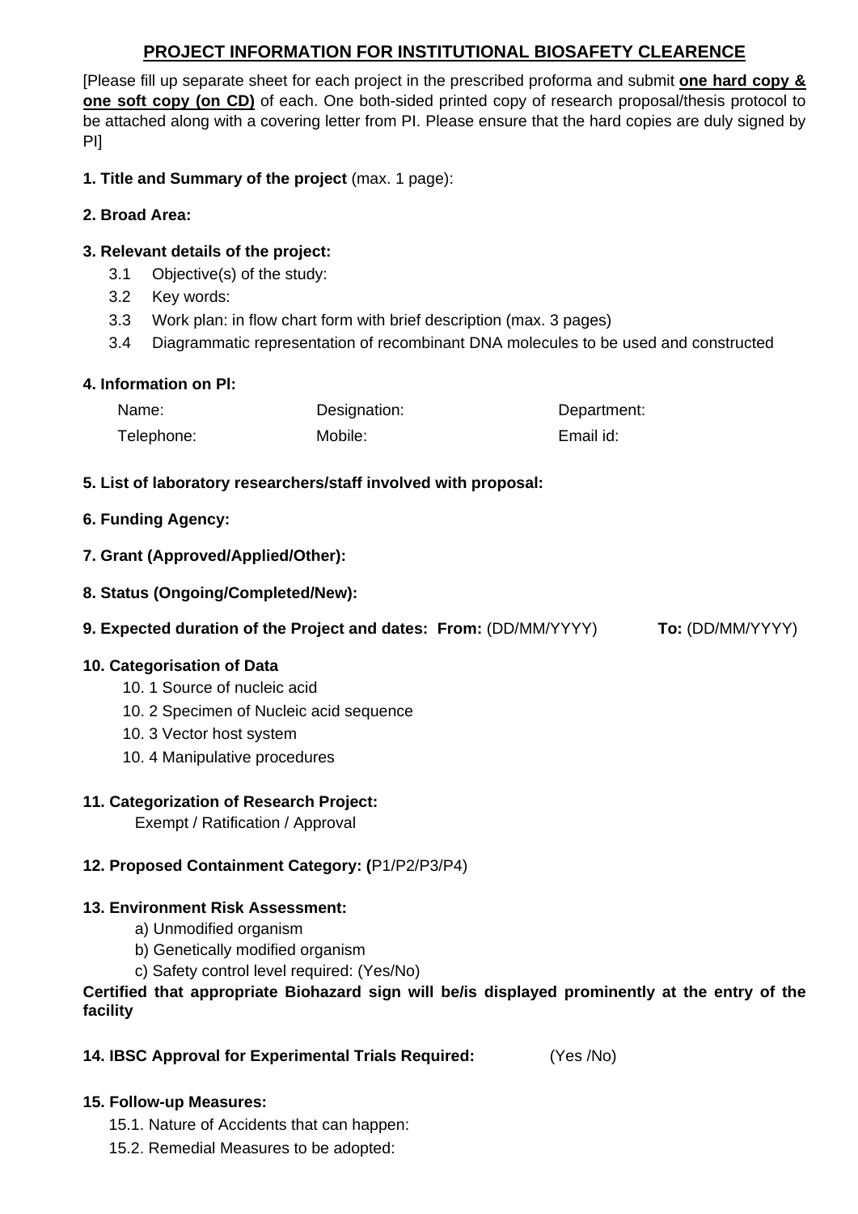# PROJECT INFORMATION FOR INSTITUTIONAL BIOSAFETY CLEARENCE

[Please fill up separate sheet for each project in the prescribed proforma and submit **one hard copy & one soft copy (on CD)** of each. One both-sided printed copy of research proposal/thesis protocol to be attached along with a covering letter from PI. Please ensure that the hard copies are duly signed by PI]

**1. Title and Summary of the project** (max. 1 page):

**2. Broad Area:**

**3. Relevant details of the project:**

3.1 Objective(s) of the study:

3.2 Key words:

3.3 Work plan: in flow chart form with brief description (max. 3 pages)

3.4 Diagrammatic representation of recombinant DNA molecules to be used and constructed

**4. Information on PI:**

| Name: | Designation: | Department: |
|---|---|---|
| Telephone: | Mobile: | Email id: |

**5. List of laboratory researchers/staff involved with proposal:**

**6. Funding Agency:**

**7. Grant (Approved/Applied/Other):**

**8. Status (Ongoing/Completed/New):**

**9. Expected duration of the Project and dates: From:** (DD/MM/YYYY) **To:** (DD/MM/YYYY)

**10. Categorisation of Data**

10. 1 Source of nucleic acid

10. 2 Specimen of Nucleic acid sequence

10. 3 Vector host system

10. 4 Manipulative procedures

**11. Categorization of Research Project:**

Exempt / Ratification / Approval

**12. Proposed Containment Category: (**P1/P2/P3/P4)

**13. Environment Risk Assessment:**

a) Unmodified organism

b) Genetically modified organism

c) Safety control level required: (Yes/No)

**Certified that appropriate Biohazard sign will be/is displayed prominently at the entry of the facility**

**14. IBSC Approval for Experimental Trials Required:** (Yes /No)

**15. Follow-up Measures:**

15.1. Nature of Accidents that can happen:

15.2. Remedial Measures to be adopted: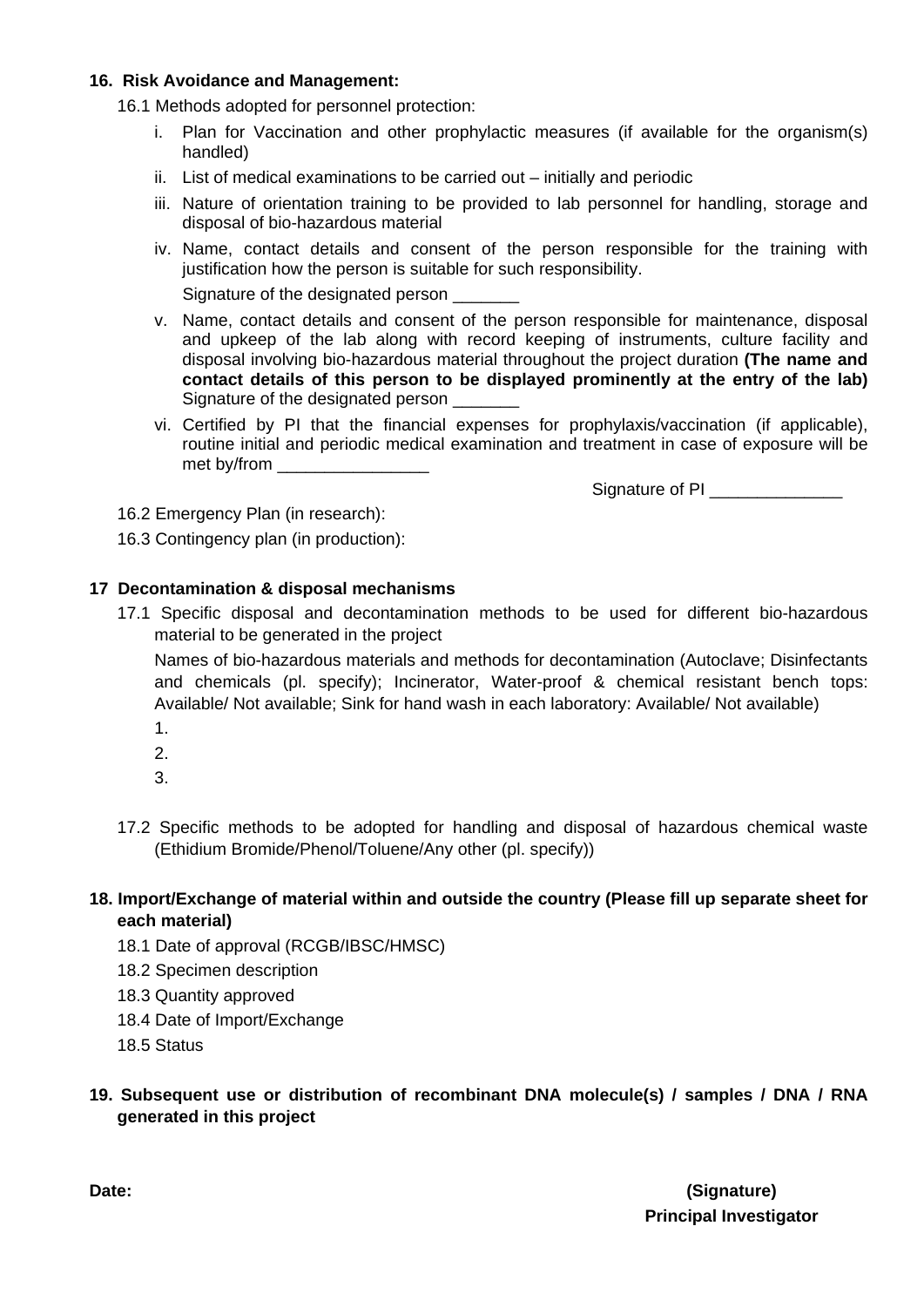**16. Risk Avoidance and Management:**

16.1 Methods adopted for personnel protection:

i. Plan for Vaccination and other prophylactic measures (if available for the organism(s) handled)

ii. List of medical examinations to be carried out – initially and periodic

iii. Nature of orientation training to be provided to lab personnel for handling, storage and disposal of bio-hazardous material

iv. Name, contact details and consent of the person responsible for the training with justification how the person is suitable for such responsibility.

Signature of the designated person _______

v. Name, contact details and consent of the person responsible for maintenance, disposal and upkeep of the lab along with record keeping of instruments, culture facility and disposal involving bio-hazardous material throughout the project duration **(The name and contact details of this person to be displayed prominently at the entry of the lab)** Signature of the designated person _______

vi. Certified by PI that the financial expenses for prophylaxis/vaccination (if applicable), routine initial and periodic medical examination and treatment in case of exposure will be met by/from ________________

Signature of PI ______________

16.2 Emergency Plan (in research):

16.3 Contingency plan (in production):

**17 Decontamination & disposal mechanisms**

17.1 Specific disposal and decontamination methods to be used for different bio-hazardous material to be generated in the project

Names of bio-hazardous materials and methods for decontamination (Autoclave; Disinfectants and chemicals (pl. specify); Incinerator, Water-proof & chemical resistant bench tops: Available/ Not available; Sink for hand wash in each laboratory: Available/ Not available)

1.

2.

3.

17.2 Specific methods to be adopted for handling and disposal of hazardous chemical waste (Ethidium Bromide/Phenol/Toluene/Any other (pl. specify))

**18. Import/Exchange of material within and outside the country (Please fill up separate sheet for each material)**

18.1 Date of approval (RCGB/IBSC/HMSC)

18.2 Specimen description

18.3 Quantity approved

18.4 Date of Import/Exchange

18.5 Status

**19. Subsequent use or distribution of recombinant DNA molecule(s) / samples / DNA / RNA generated in this project**

**Date:**

**(Signature)**

**Principal Investigator**